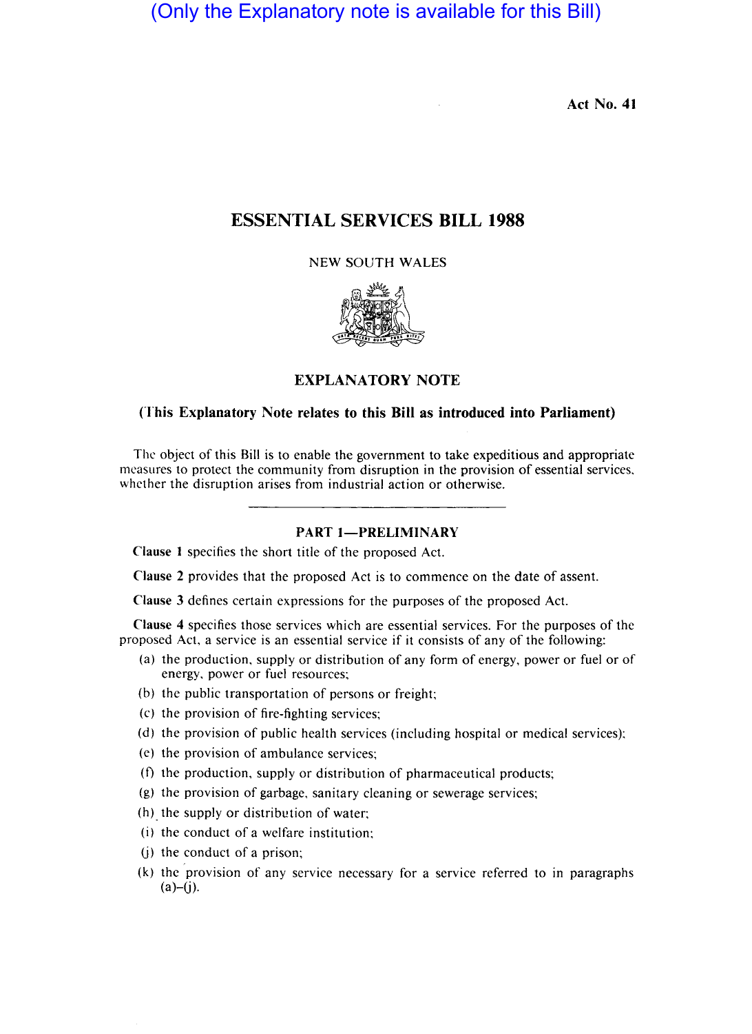(Only the Explanatory note is available for this Bill)

Act No. 41

# ESSENTIAL SERVICES BILL 1988

NEW SOUTH WALES

## EXPLANATORY NOTE

**(This Explanatory Note relates to this Bill as introduced into Parliament)**

The object of this Bill is to enable the government to take expeditious and appropriate measures to protect the community from disruption in the provision of essential services, whether the disruption arises from industrial action or otherwise.

---

### PART 1—PRELIMINARY

**Clause 1** specifies the short title of the proposed Act.

**Clause 2** provides that the proposed Act is to commence on the date of assent.

**Clause 3** defines certain expressions for the purposes of the proposed Act.

**Clause 4** specifies those services which are essential services. For the purposes of the proposed Act, a service is an essential service if it consists of any of the following:

- (a) the production, supply or distribution of any form of energy, power or fuel or of energy, power or fuel resources;
- (b) the public transportation of persons or freight;
- (c) the provision of fire-fighting services;
- (d) the provision of public health services (including hospital or medical services);
- (e) the provision of ambulance services;
- (f) the production, supply or distribution of pharmaceutical products;
- (g) the provision of garbage, sanitary cleaning or sewerage services;
- (h) the supply or distribution of water;
- (i) the conduct of a welfare institution;
- (j) the conduct of a prison;
- (k) the provision of any service necessary for a service referred to in paragraphs (a)–(j).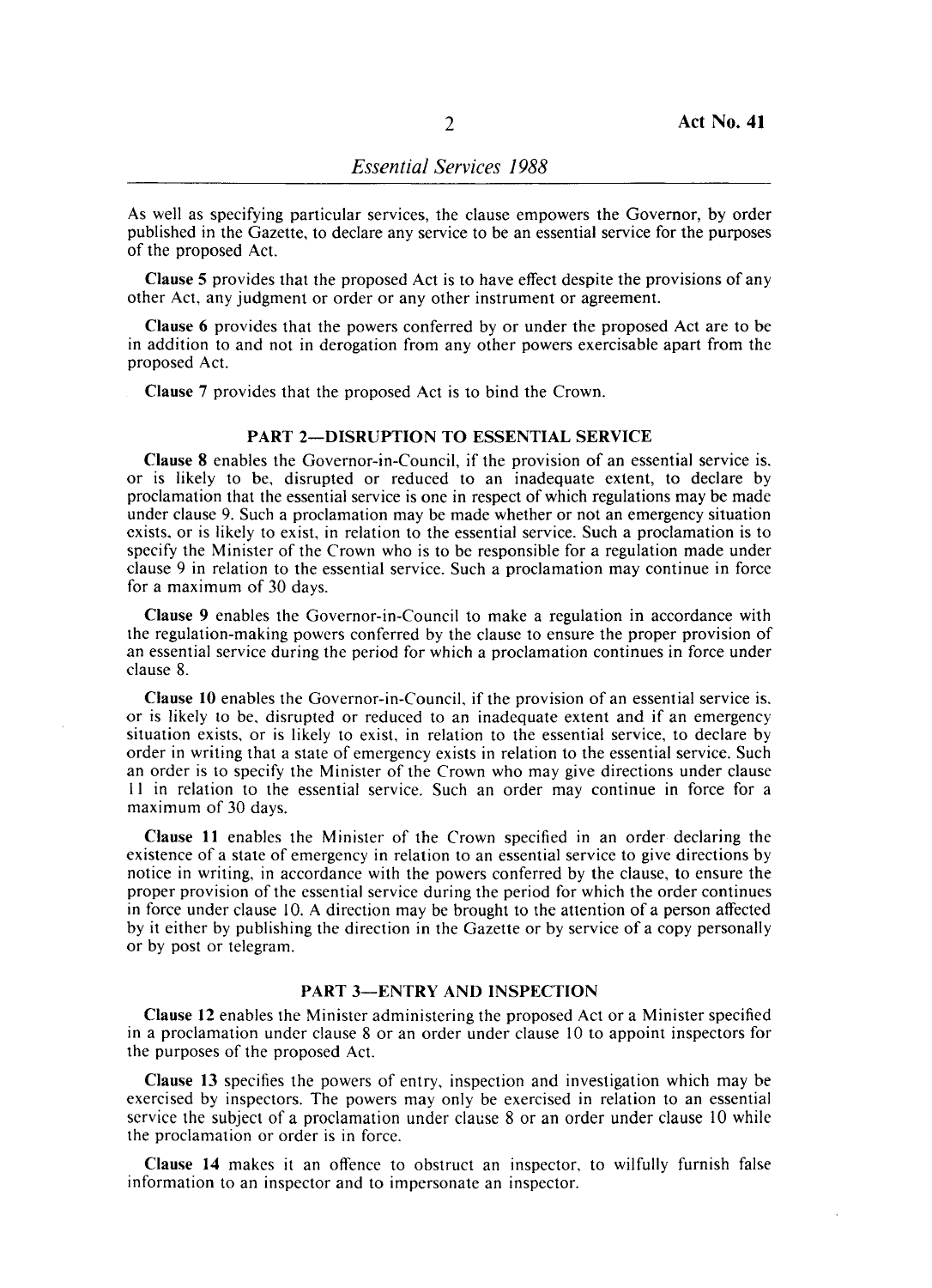As well as specifying particular services, the clause empowers the Governor, by order published in the Gazette, to declare any service to be an essential service for the purposes of the proposed Act.

**Clause 5** provides that the proposed Act is to have effect despite the provisions of any other Act, any judgment or order or any other instrument or agreement.

**Clause 6** provides that the powers conferred by or under the proposed Act are to be in addition to and not in derogation from any other powers exercisable apart from the proposed Act.

**Clause 7** provides that the proposed Act is to bind the Crown.

## PART 2—DISRUPTION TO ESSENTIAL SERVICE

**Clause 8** enables the Governor-in-Council, if the provision of an essential service is, or is likely to be, disrupted or reduced to an inadequate extent, to declare by proclamation that the essential service is one in respect of which regulations may be made under clause 9. Such a proclamation may be made whether or not an emergency situation exists, or is likely to exist, in relation to the essential service. Such a proclamation is to specify the Minister of the Crown who is to be responsible for a regulation made under clause 9 in relation to the essential service. Such a proclamation may continue in force for a maximum of 30 days.

**Clause 9** enables the Governor-in-Council to make a regulation in accordance with the regulation-making powers conferred by the clause to ensure the proper provision of an essential service during the period for which a proclamation continues in force under clause 8.

**Clause 10** enables the Governor-in-Council, if the provision of an essential service is, or is likely to be, disrupted or reduced to an inadequate extent and if an emergency situation exists, or is likely to exist, in relation to the essential service, to declare by order in writing that a state of emergency exists in relation to the essential service. Such an order is to specify the Minister of the Crown who may give directions under clause 11 in relation to the essential service. Such an order may continue in force for a maximum of 30 days.

**Clause 11** enables the Minister of the Crown specified in an order declaring the existence of a state of emergency in relation to an essential service to give directions by notice in writing, in accordance with the powers conferred by the clause, to ensure the proper provision of the essential service during the period for which the order continues in force under clause 10. A direction may be brought to the attention of a person affected by it either by publishing the direction in the Gazette or by service of a copy personally or by post or telegram.

## PART 3—ENTRY AND INSPECTION

**Clause 12** enables the Minister administering the proposed Act or a Minister specified in a proclamation under clause 8 or an order under clause 10 to appoint inspectors for the purposes of the proposed Act.

**Clause 13** specifies the powers of entry, inspection and investigation which may be exercised by inspectors. The powers may only be exercised in relation to an essential service the subject of a proclamation under clause 8 or an order under clause 10 while the proclamation or order is in force.

**Clause 14** makes it an offence to obstruct an inspector, to wilfully furnish false information to an inspector and to impersonate an inspector.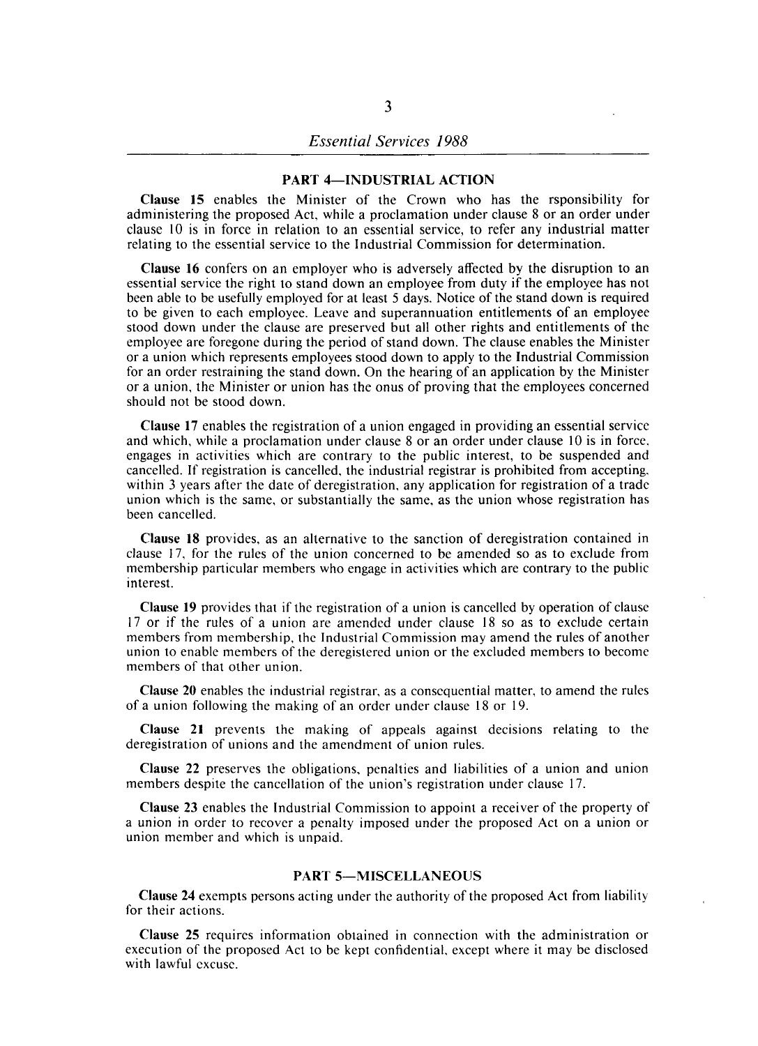## PART 4—INDUSTRIAL ACTION

**Clause 15** enables the Minister of the Crown who has the rsponsibility for administering the proposed Act, while a proclamation under clause 8 or an order under clause 10 is in force in relation to an essential service, to refer any industrial matter relating to the essential service to the Industrial Commission for determination.

**Clause 16** confers on an employer who is adversely affected by the disruption to an essential service the right to stand down an employee from duty if the employee has not been able to be usefully employed for at least 5 days. Notice of the stand down is required to be given to each employee. Leave and superannuation entitlements of an employee stood down under the clause are preserved but all other rights and entitlements of the employee are foregone during the period of stand down. The clause enables the Minister or a union which represents employees stood down to apply to the Industrial Commission for an order restraining the stand down. On the hearing of an application by the Minister or a union, the Minister or union has the onus of proving that the employees concerned should not be stood down.

**Clause 17** enables the registration of a union engaged in providing an essential service and which, while a proclamation under clause 8 or an order under clause 10 is in force, engages in activities which are contrary to the public interest, to be suspended and cancelled. If registration is cancelled, the industrial registrar is prohibited from accepting, within 3 years after the date of deregistration, any application for registration of a trade union which is the same, or substantially the same, as the union whose registration has been cancelled.

**Clause 18** provides, as an alternative to the sanction of deregistration contained in clause 17, for the rules of the union concerned to be amended so as to exclude from membership particular members who engage in activities which are contrary to the public interest.

**Clause 19** provides that if the registration of a union is cancelled by operation of clause 17 or if the rules of a union are amended under clause 18 so as to exclude certain members from membership, the Industrial Commission may amend the rules of another union to enable members of the deregistered union or the excluded members to become members of that other union.

**Clause 20** enables the industrial registrar, as a consequential matter, to amend the rules of a union following the making of an order under clause 18 or 19.

**Clause 21** prevents the making of appeals against decisions relating to the deregistration of unions and the amendment of union rules.

**Clause 22** preserves the obligations, penalties and liabilities of a union and union members despite the cancellation of the union's registration under clause 17.

**Clause 23** enables the Industrial Commission to appoint a receiver of the property of a union in order to recover a penalty imposed under the proposed Act on a union or union member and which is unpaid.

## PART 5—MISCELLANEOUS

**Clause 24** exempts persons acting under the authority of the proposed Act from liability for their actions.

**Clause 25** requires information obtained in connection with the administration or execution of the proposed Act to be kept confidential, except where it may be disclosed with lawful excuse.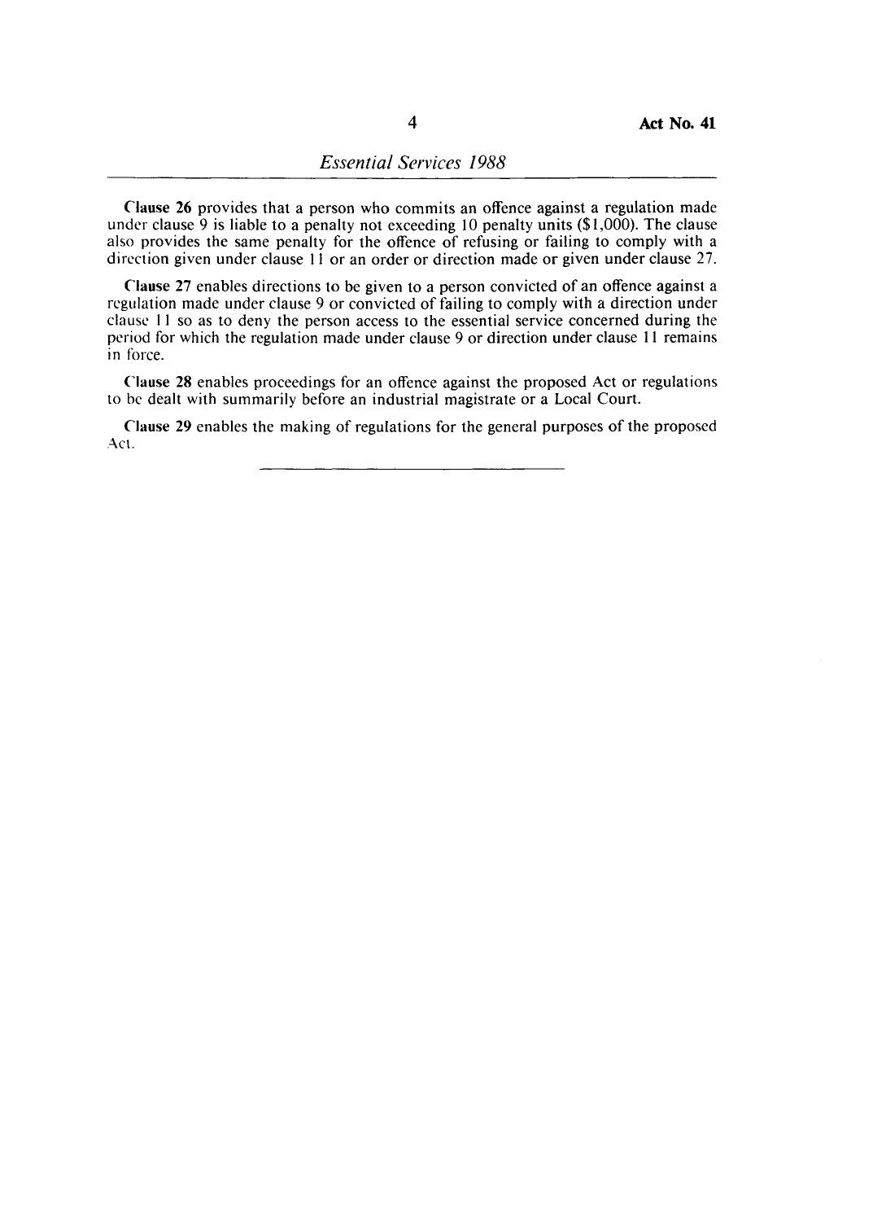**Clause 26** provides that a person who commits an offence against a regulation made under clause 9 is liable to a penalty not exceeding 10 penalty units ($1,000). The clause also provides the same penalty for the offence of refusing or failing to comply with a direction given under clause 11 or an order or direction made or given under clause 27.

**Clause 27** enables directions to be given to a person convicted of an offence against a regulation made under clause 9 or convicted of failing to comply with a direction under clause 11 so as to deny the person access to the essential service concerned during the period for which the regulation made under clause 9 or direction under clause 11 remains in force.

**Clause 28** enables proceedings for an offence against the proposed Act or regulations to be dealt with summarily before an industrial magistrate or a Local Court.

**Clause 29** enables the making of regulations for the general purposes of the proposed Act.